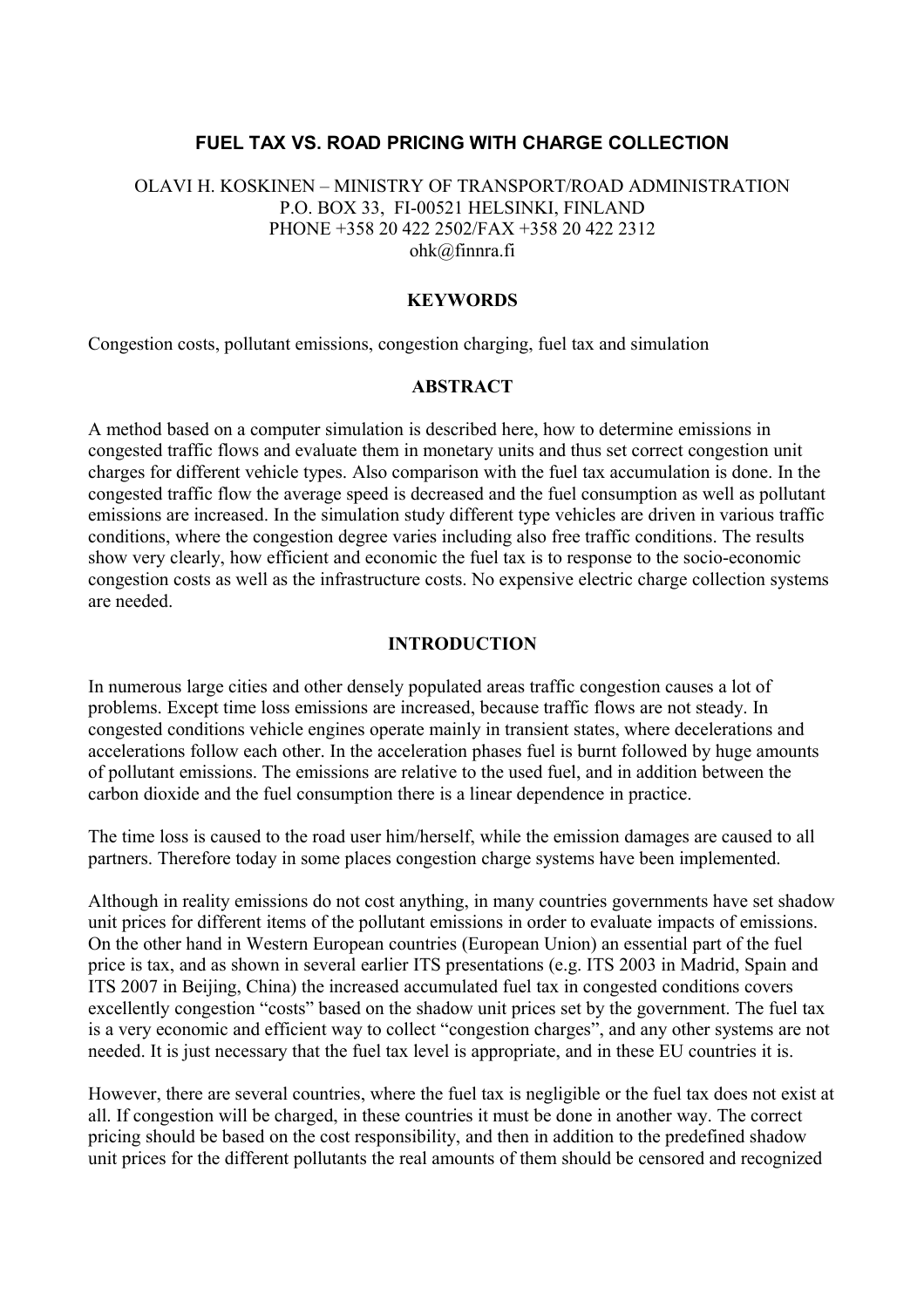# FUEL TAX VS. ROAD PRICING WITH CHARGE COLLECTION

OLAVI H. KOSKINEN – MINISTRY OF TRANSPORT/ROAD ADMINISTRATION
P.O. BOX 33, FI-00521 HELSINKI, FINLAND
PHONE +358 20 422 2502/FAX +358 20 422 2312
ohk@finnra.fi

## KEYWORDS

Congestion costs, pollutant emissions, congestion charging, fuel tax and simulation

## ABSTRACT

A method based on a computer simulation is described here, how to determine emissions in congested traffic flows and evaluate them in monetary units and thus set correct congestion unit charges for different vehicle types. Also comparison with the fuel tax accumulation is done. In the congested traffic flow the average speed is decreased and the fuel consumption as well as pollutant emissions are increased. In the simulation study different type vehicles are driven in various traffic conditions, where the congestion degree varies including also free traffic conditions. The results show very clearly, how efficient and economic the fuel tax is to response to the socio-economic congestion costs as well as the infrastructure costs. No expensive electric charge collection systems are needed.

## INTRODUCTION

In numerous large cities and other densely populated areas traffic congestion causes a lot of problems. Except time loss emissions are increased, because traffic flows are not steady. In congested conditions vehicle engines operate mainly in transient states, where decelerations and accelerations follow each other. In the acceleration phases fuel is burnt followed by huge amounts of pollutant emissions. The emissions are relative to the used fuel, and in addition between the carbon dioxide and the fuel consumption there is a linear dependence in practice.

The time loss is caused to the road user him/herself, while the emission damages are caused to all partners. Therefore today in some places congestion charge systems have been implemented.

Although in reality emissions do not cost anything, in many countries governments have set shadow unit prices for different items of the pollutant emissions in order to evaluate impacts of emissions. On the other hand in Western European countries (European Union) an essential part of the fuel price is tax, and as shown in several earlier ITS presentations (e.g. ITS 2003 in Madrid, Spain and ITS 2007 in Beijing, China) the increased accumulated fuel tax in congested conditions covers excellently congestion "costs" based on the shadow unit prices set by the government. The fuel tax is a very economic and efficient way to collect "congestion charges", and any other systems are not needed. It is just necessary that the fuel tax level is appropriate, and in these EU countries it is.

However, there are several countries, where the fuel tax is negligible or the fuel tax does not exist at all. If congestion will be charged, in these countries it must be done in another way. The correct pricing should be based on the cost responsibility, and then in addition to the predefined shadow unit prices for the different pollutants the real amounts of them should be censored and recognized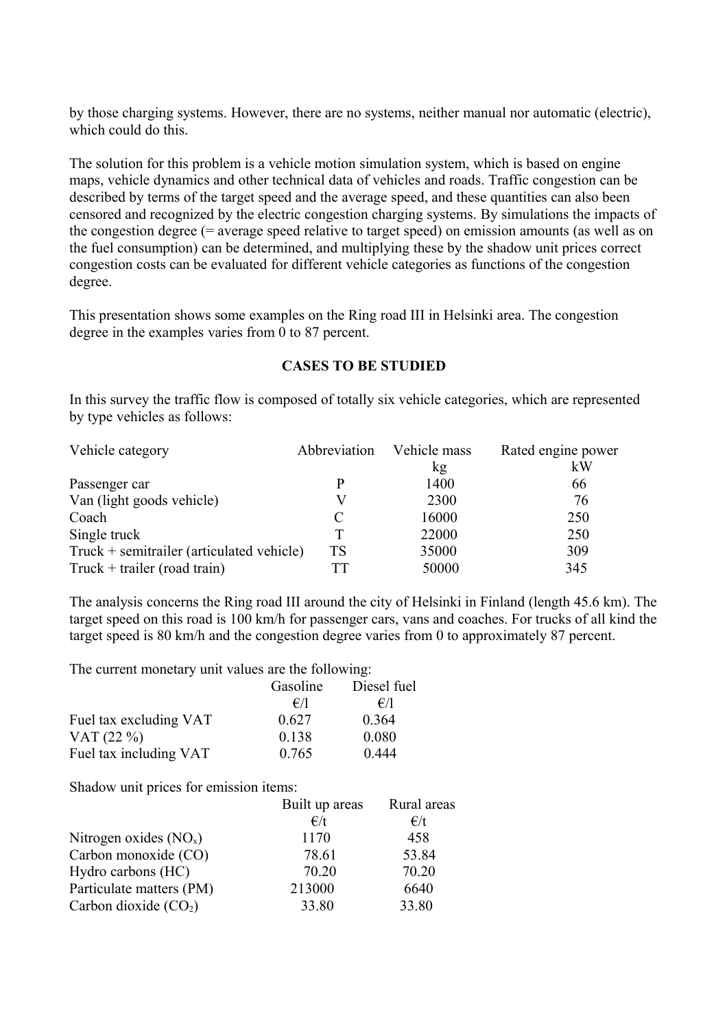by those charging systems. However, there are no systems, neither manual nor automatic (electric), which could do this.

The solution for this problem is a vehicle motion simulation system, which is based on engine maps, vehicle dynamics and other technical data of vehicles and roads. Traffic congestion can be described by terms of the target speed and the average speed, and these quantities can also been censored and recognized by the electric congestion charging systems. By simulations the impacts of the congestion degree (= average speed relative to target speed) on emission amounts (as well as on the fuel consumption) can be determined, and multiplying these by the shadow unit prices correct congestion costs can be evaluated for different vehicle categories as functions of the congestion degree.

This presentation shows some examples on the Ring road III in Helsinki area. The congestion degree in the examples varies from 0 to 87 percent.

## CASES TO BE STUDIED

In this survey the traffic flow is composed of totally six vehicle categories, which are represented by type vehicles as follows:

| Vehicle category | Abbreviation | Vehicle mass<br>kg | Rated engine power<br>kW |
|---|---|---|---|
| Passenger car | P | 1400 | 66 |
| Van (light goods vehicle) | V | 2300 | 76 |
| Coach | C | 16000 | 250 |
| Single truck | T | 22000 | 250 |
| Truck + semitrailer (articulated vehicle) | TS | 35000 | 309 |
| Truck + trailer (road train) | TT | 50000 | 345 |

The analysis concerns the Ring road III around the city of Helsinki in Finland (length 45.6 km). The target speed on this road is 100 km/h for passenger cars, vans and coaches. For trucks of all kind the target speed is 80 km/h and the congestion degree varies from 0 to approximately 87 percent.

The current monetary unit values are the following:

| | Gasoline<br>€/l | Diesel fuel<br>€/l |
|---|---|---|
| Fuel tax excluding VAT | 0.627 | 0.364 |
| VAT (22 %) | 0.138 | 0.080 |
| Fuel tax including VAT | 0.765 | 0.444 |

Shadow unit prices for emission items:

| | Built up areas<br>€/t | Rural areas<br>€/t |
|---|---|---|
| Nitrogen oxides ($NO_x$) | 1170 | 458 |
| Carbon monoxide (CO) | 78.61 | 53.84 |
| Hydro carbons (HC) | 70.20 | 70.20 |
| Particulate matters (PM) | 213000 | 6640 |
| Carbon dioxide ($CO_2$) | 33.80 | 33.80 |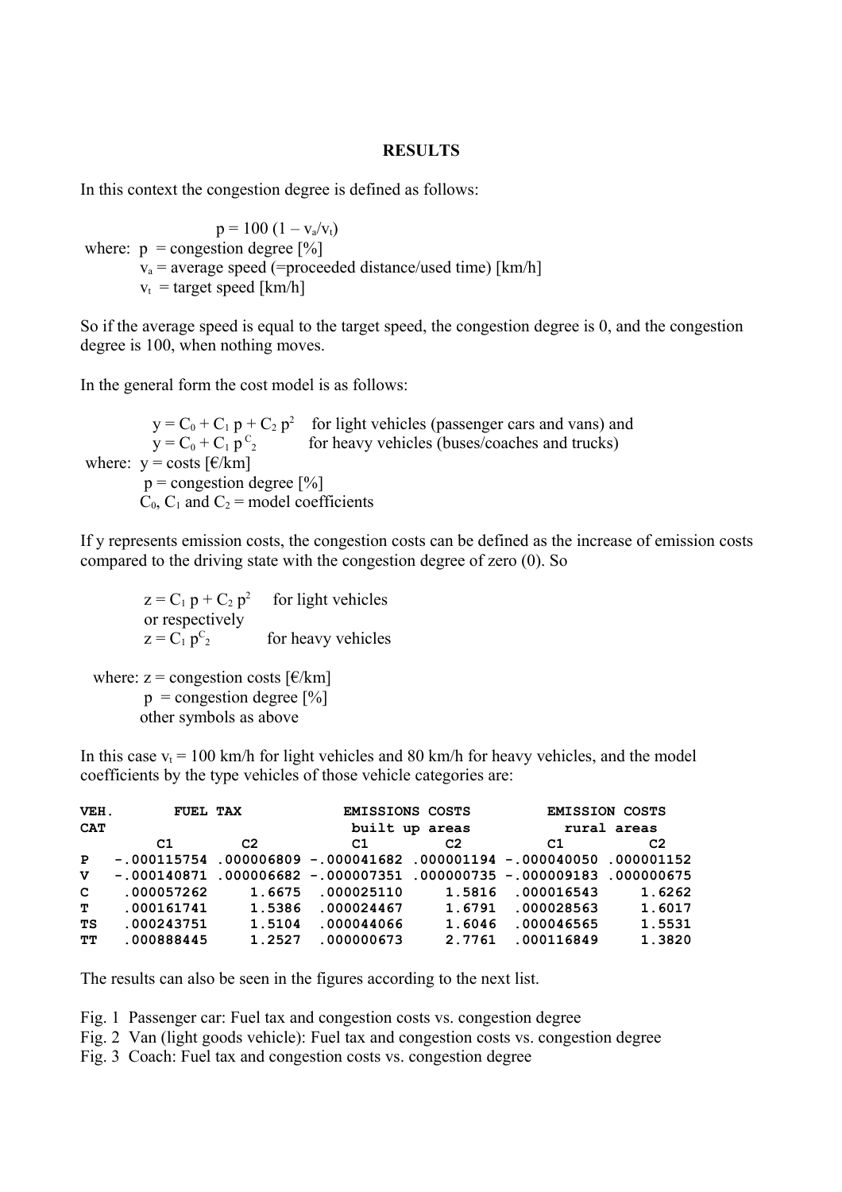**RESULTS**

In this context the congestion degree is defined as follows:

$$p = 100\,(1 - v_a/v_t)$$

where: $p$ = congestion degree [%]
$v_a$ = average speed (=proceeded distance/used time) [km/h]
$v_t$ = target speed [km/h]

So if the average speed is equal to the target speed, the congestion degree is 0, and the congestion degree is 100, when nothing moves.

In the general form the cost model is as follows:

$y = C_0 + C_1\,p + C_2\,p^2$ for light vehicles (passenger cars and vans) and
$y = C_0 + C_1\,p^{C_2}$ for heavy vehicles (buses/coaches and trucks)

where: $y$ = costs [€/km]
$p$ = congestion degree [%]
$C_0$, $C_1$ and $C_2$ = model coefficients

If y represents emission costs, the congestion costs can be defined as the increase of emission costs compared to the driving state with the congestion degree of zero (0). So

$z = C_1\,p + C_2\,p^2$ for light vehicles
or respectively
$z = C_1\,p^{C_2}$ for heavy vehicles

where: $z$ = congestion costs [€/km]
$p$ = congestion degree [%]
other symbols as above

In this case $v_t$ = 100 km/h for light vehicles and 80 km/h for heavy vehicles, and the model coefficients by the type vehicles of those vehicle categories are:

| VEH. CAT | FUEL TAX | | EMISSIONS COSTS built up areas | | EMISSION COSTS rural areas | |
|---|---|---|---|---|---|---|
| | C1 | C2 | C1 | C2 | C1 | C2 |
| P | -.000115754 | .000006809 | -.000041682 | .000001194 | -.000040050 | .000001152 |
| V | -.000140871 | .000006682 | -.000007351 | .000000735 | -.000009183 | .000000675 |
| C | .000057262 | 1.6675 | .000025110 | 1.5816 | .000016543 | 1.6262 |
| T | .000161741 | 1.5386 | .000024467 | 1.6791 | .000028563 | 1.6017 |
| TS | .000243751 | 1.5104 | .000044066 | 1.6046 | .000046565 | 1.5531 |
| TT | .000888445 | 1.2527 | .000000673 | 2.7761 | .000116849 | 1.3820 |

The results can also be seen in the figures according to the next list.

Fig. 1 Passenger car: Fuel tax and congestion costs vs. congestion degree
Fig. 2 Van (light goods vehicle): Fuel tax and congestion costs vs. congestion degree
Fig. 3 Coach: Fuel tax and congestion costs vs. congestion degree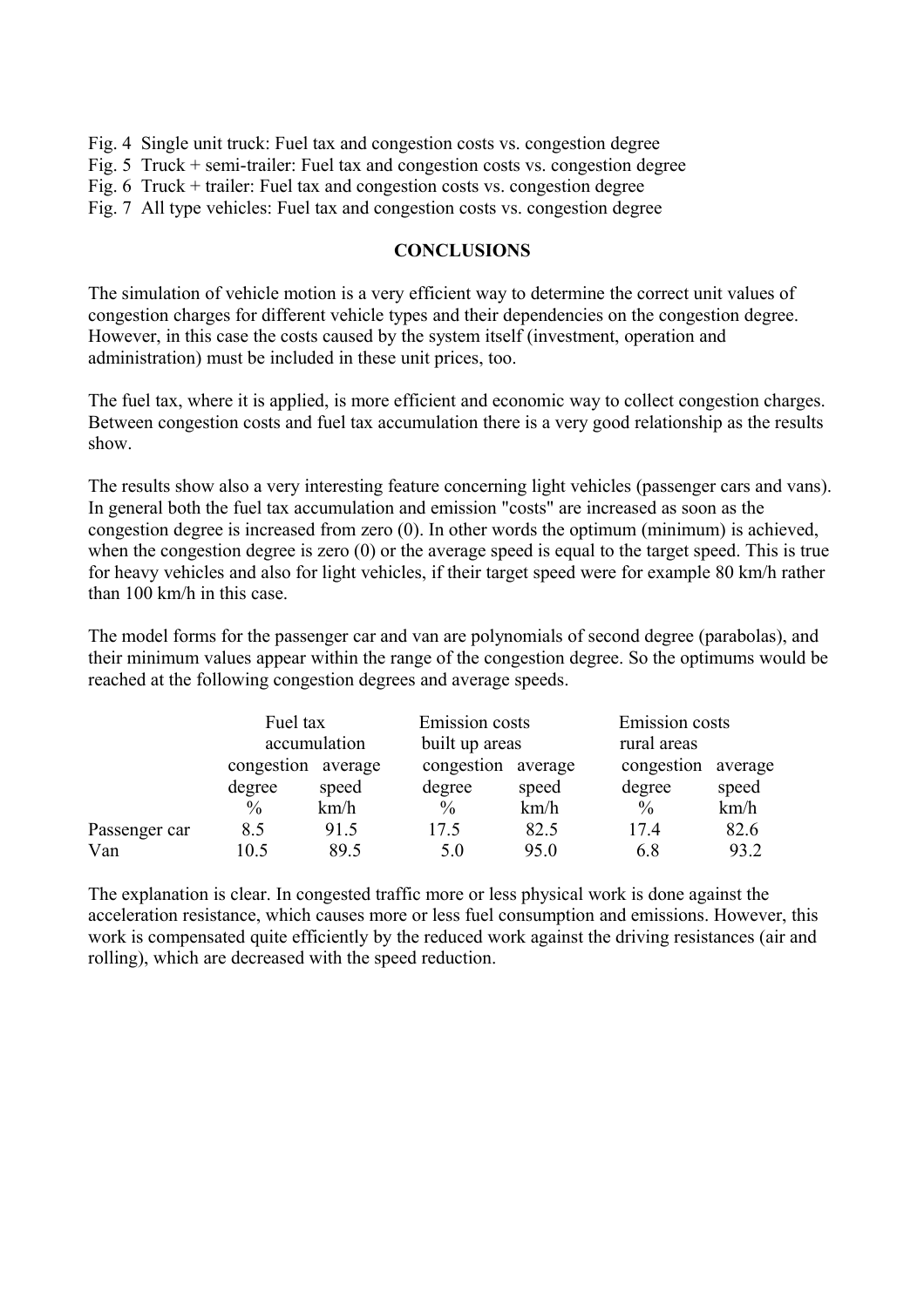Fig. 4 Single unit truck: Fuel tax and congestion costs vs. congestion degree
Fig. 5 Truck + semi-trailer: Fuel tax and congestion costs vs. congestion degree
Fig. 6 Truck + trailer: Fuel tax and congestion costs vs. congestion degree
Fig. 7 All type vehicles: Fuel tax and congestion costs vs. congestion degree

## CONCLUSIONS

The simulation of vehicle motion is a very efficient way to determine the correct unit values of congestion charges for different vehicle types and their dependencies on the congestion degree. However, in this case the costs caused by the system itself (investment, operation and administration) must be included in these unit prices, too.

The fuel tax, where it is applied, is more efficient and economic way to collect congestion charges. Between congestion costs and fuel tax accumulation there is a very good relationship as the results show.

The results show also a very interesting feature concerning light vehicles (passenger cars and vans). In general both the fuel tax accumulation and emission "costs" are increased as soon as the congestion degree is increased from zero (0). In other words the optimum (minimum) is achieved, when the congestion degree is zero (0) or the average speed is equal to the target speed. This is true for heavy vehicles and also for light vehicles, if their target speed were for example 80 km/h rather than 100 km/h in this case.

The model forms for the passenger car and van are polynomials of second degree (parabolas), and their minimum values appear within the range of the congestion degree. So the optimums would be reached at the following congestion degrees and average speeds.

| | Fuel tax accumulation | | Emission costs built up areas | | Emission costs rural areas | |
|---|---|---|---|---|---|---|
| | congestion degree % | average speed km/h | congestion degree % | average speed km/h | congestion degree % | average speed km/h |
| Passenger car | 8.5 | 91.5 | 17.5 | 82.5 | 17.4 | 82.6 |
| Van | 10.5 | 89.5 | 5.0 | 95.0 | 6.8 | 93.2 |

The explanation is clear. In congested traffic more or less physical work is done against the acceleration resistance, which causes more or less fuel consumption and emissions. However, this work is compensated quite efficiently by the reduced work against the driving resistances (air and rolling), which are decreased with the speed reduction.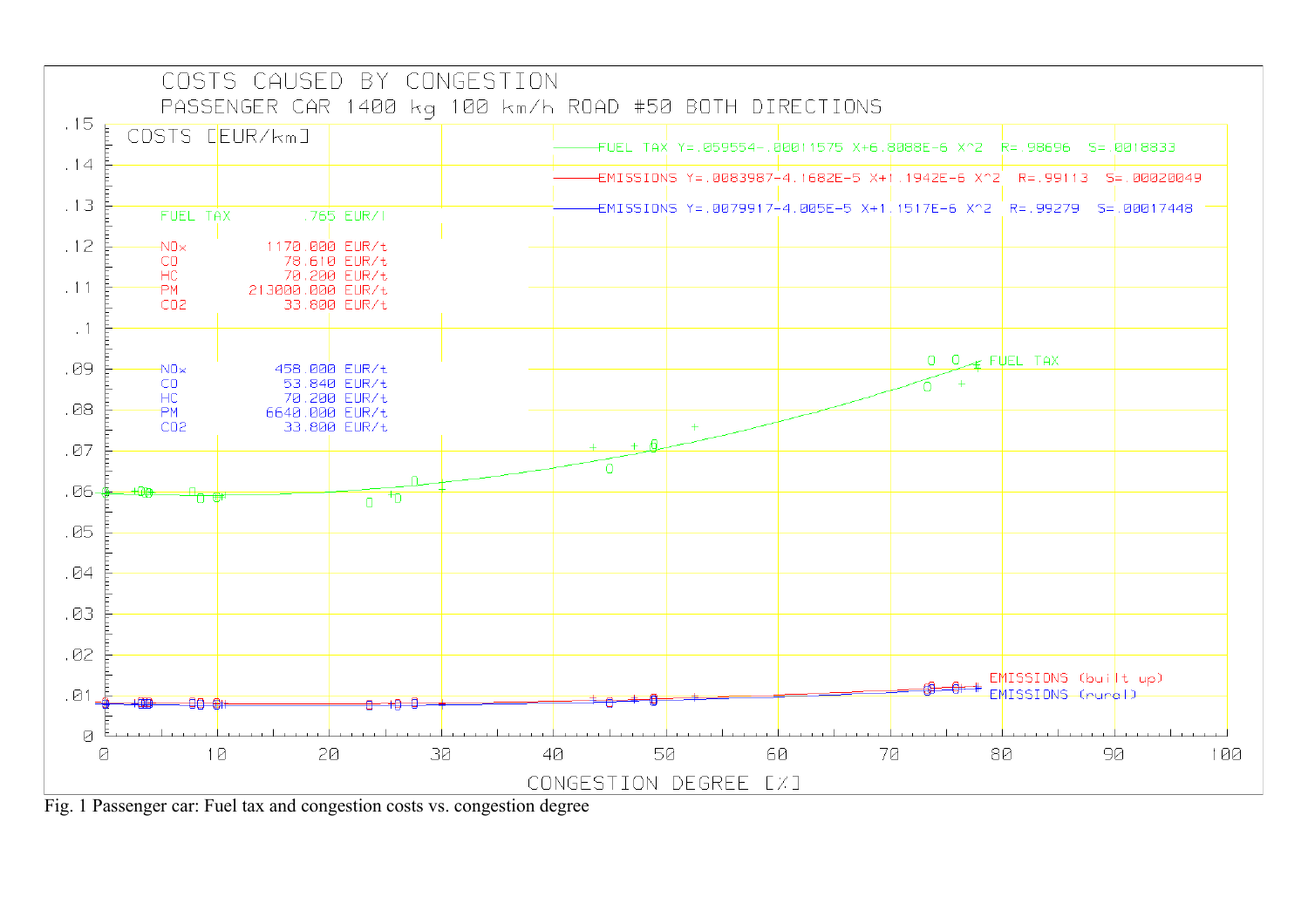Fig. 1 Passenger car: Fuel tax and congestion costs vs. congestion degree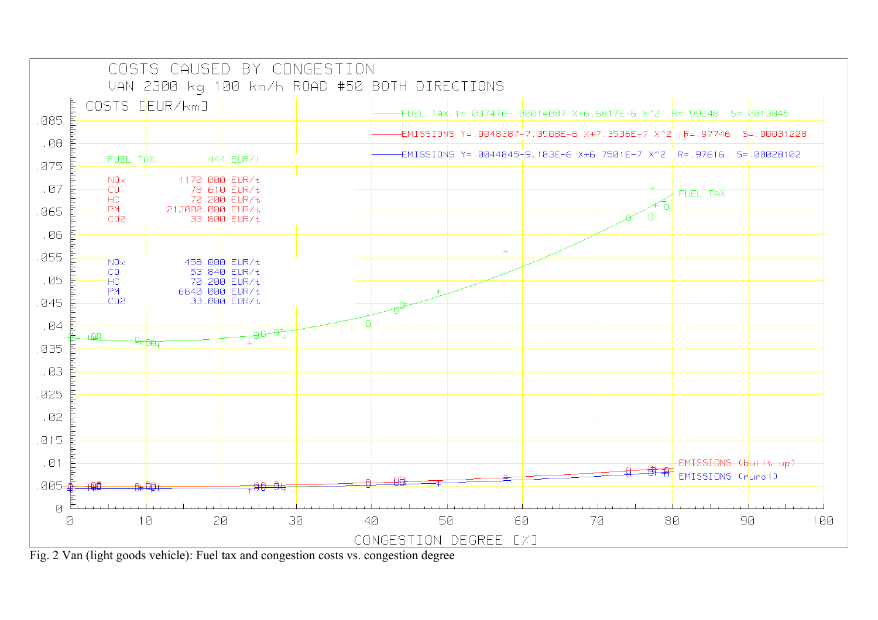COSTS CAUSED BY CONGESTION

VAN 2300 kg 100 km/h ROAD #50 BOTH DIRECTIONS

COSTS [EUR/km]

FUEL TAX $Y=.037476-.00014087\ X+6.6817E-6\ X^2$ R=.99248 S=.0013845

EMISSIONS $Y=.0048387-7.3508E-6\ X+7.3536E-7\ X^2$ R=.97746 S=.00031228

EMISSIONS $Y=.0044845-9.183E-6\ X+6.7501E-7\ X^2$ R=.97616 S=.00028102

FUEL TAX .444 EUR/l

| | |
|---|---|
| $NO_x$ | 1170.000 EUR/t |
| CO | 78.610 EUR/t |
| HC | 70.200 EUR/t |
| PM | 213000.000 EUR/t |
| $CO_2$ | 33.800 EUR/t |

| | |
|---|---|
| $NO_x$ | 458.000 EUR/t |
| CO | 53.840 EUR/t |
| HC | 70.200 EUR/t |
| PM | 6640.000 EUR/t |
| $CO_2$ | 33.800 EUR/t |

FUEL TAX

EMISSIONS (built up)

EMISSIONS (rural)

CONGESTION DEGREE [%]

Fig. 2 Van (light goods vehicle): Fuel tax and congestion costs vs. congestion degree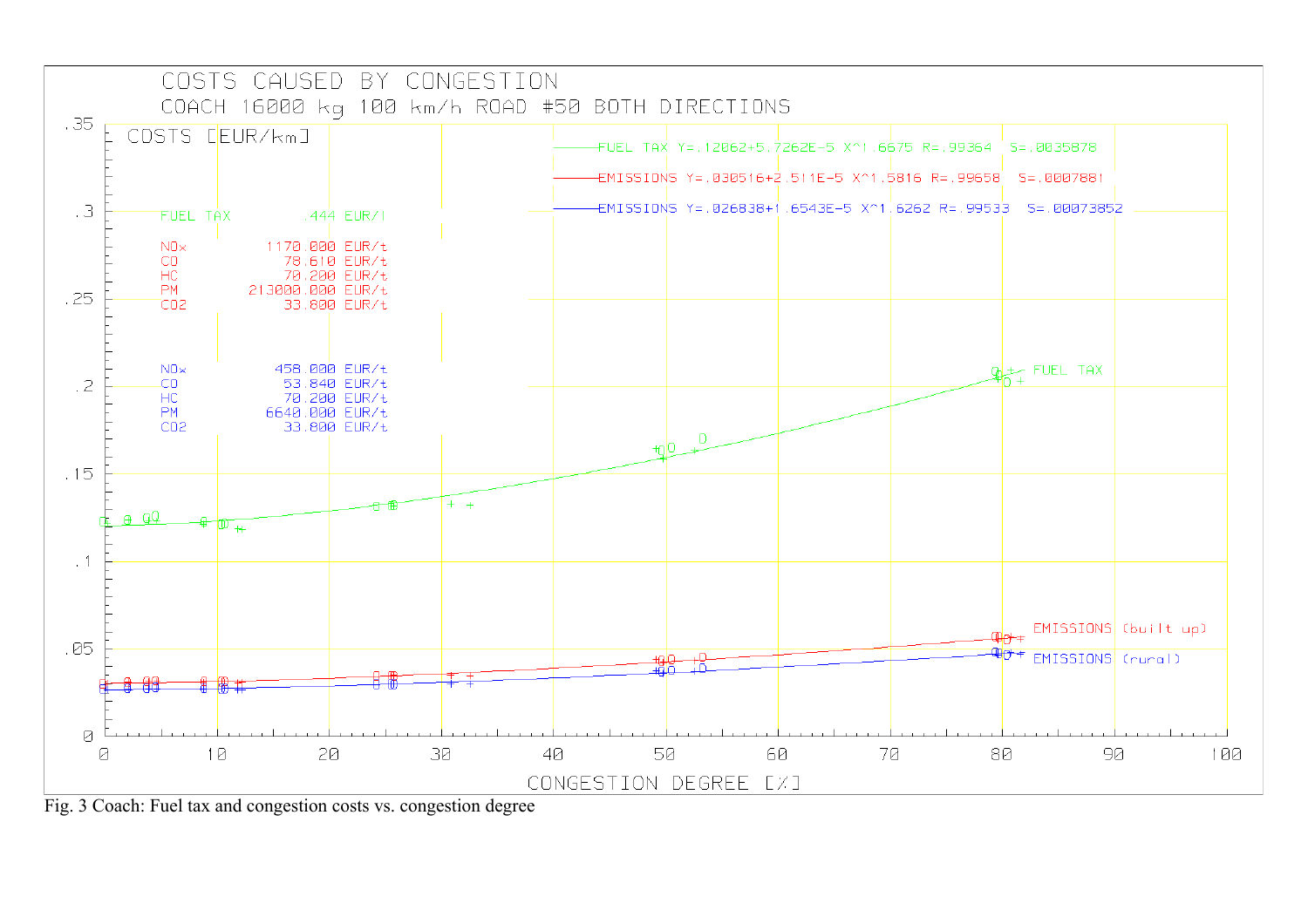COSTS CAUSED BY CONGESTION

COACH 16000 kg 100 km/h ROAD #50 BOTH DIRECTIONS

COSTS [EUR/km]

FUEL TAX Y=.12062+5.7262E-5 X^1.6675 R=.99364 S=.0035878

EMISSIONS Y=.030516+2.511E-5 X^1.5816 R=.99658 S=.0007881

EMISSIONS Y=.026838+1.6543E-5 X^1.6262 R=.99533 S=.00073852

FUEL TAX .444 EUR/l

| | |
|---|---|
| NOx | 1170.000 EUR/t |
| CO | 78.610 EUR/t |
| HC | 70.200 EUR/t |
| PM | 213000.000 EUR/t |
| CO2 | 33.800 EUR/t |

| | |
|---|---|
| NOx | 458.000 EUR/t |
| CO | 53.840 EUR/t |
| HC | 70.200 EUR/t |
| PM | 6640.000 EUR/t |
| CO2 | 33.800 EUR/t |

FUEL TAX

EMISSIONS (built up)

EMISSIONS (rural)

CONGESTION DEGREE [%]

Fig. 3 Coach: Fuel tax and congestion costs vs. congestion degree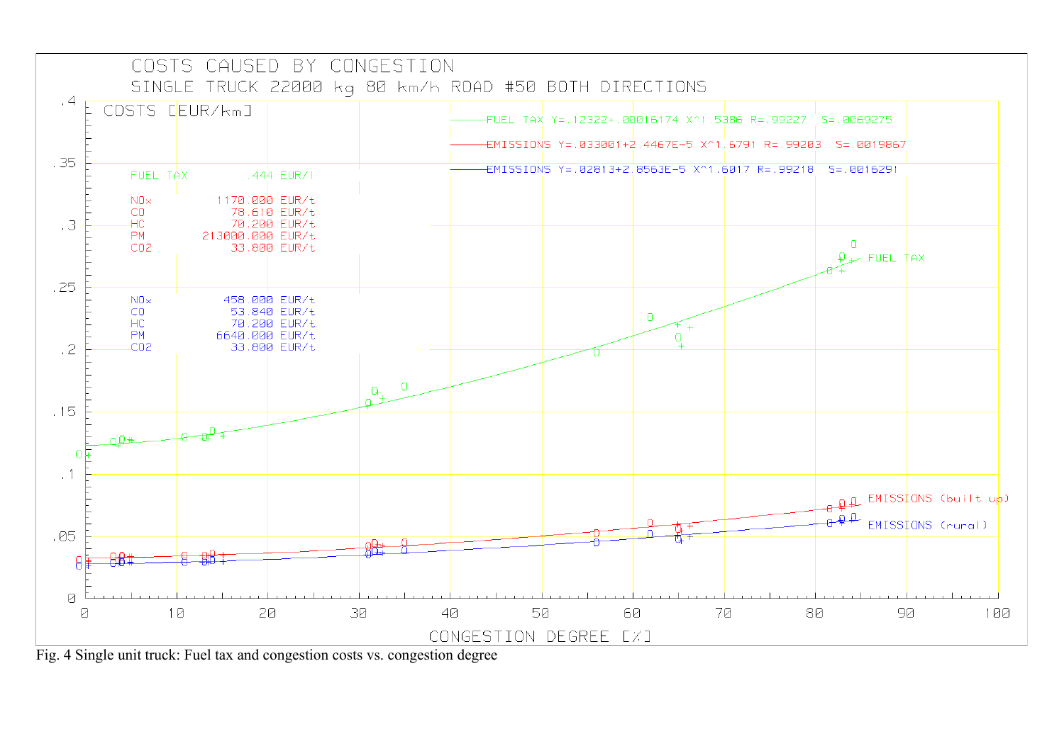COSTS CAUSED BY CONGESTION

SINGLE TRUCK 22000 kg 80 km/h ROAD #50 BOTH DIRECTIONS

COSTS [EUR/km]

FUEL TAX $Y=.12322+.00016174\ X^{1.5386}$ $R=.99227$ $S=.0069275$

EMISSIONS $Y=.033001+2.4467E-5\ X^{1.6791}$ $R=.99203$ $S=.0019867$

EMISSIONS $Y=.02813+2.8563E-5\ X^{1.6017}$ $R=.99218$ $S=.0016291$

FUEL TAX .444 EUR/l

| | |
|---|---|
| $NO_x$ | 1170.000 EUR/t |
| CO | 78.610 EUR/t |
| HC | 70.200 EUR/t |
| PM | 213000.000 EUR/t |
| $CO_2$ | 33.800 EUR/t |

| | |
|---|---|
| $NO_x$ | 458.000 EUR/t |
| CO | 53.840 EUR/t |
| HC | 70.200 EUR/t |
| PM | 6640.000 EUR/t |
| $CO_2$ | 33.800 EUR/t |

FUEL TAX

EMISSIONS (built up)

EMISSIONS (rural)

CONGESTION DEGREE [%]

Fig. 4 Single unit truck: Fuel tax and congestion costs vs. congestion degree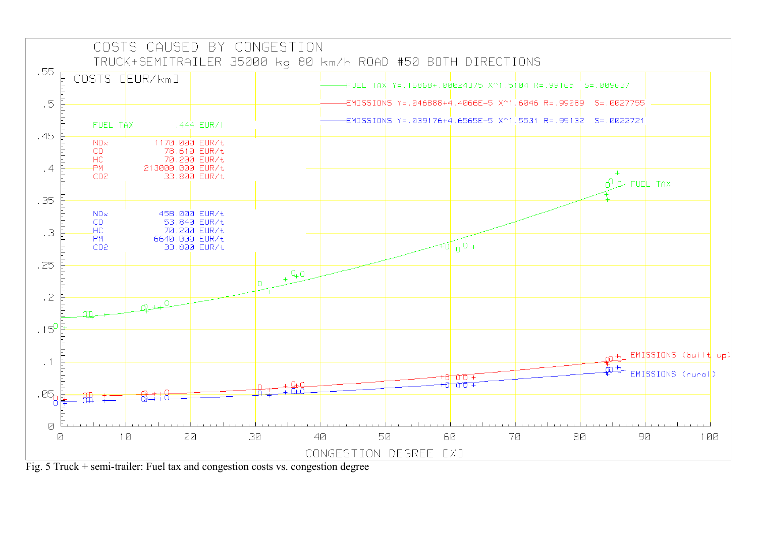COSTS CAUSED BY CONGESTION

TRUCK+SEMITRAILER 35000 kg 80 km/h ROAD #50 BOTH DIRECTIONS

COSTS [EUR/km]

FUEL TAX $Y=.16868+.00024375\ X^{1.5104}$ R=.99165 S=.009637

EMISSIONS $Y=.046888+4.4066E{-5}\ X^{1.6046}$ R=.99089 S=.0027755

EMISSIONS $Y=.039176+4.6565E{-5}\ X^{1.5531}$ R=.99132 S=.0022721

FUEL TAX .444 EUR/l

| | |
|---|---|
| $NO_x$ | 1170.000 EUR/t |
| CO | 78.610 EUR/t |
| HC | 70.200 EUR/t |
| PM | 213000.000 EUR/t |
| $CO_2$ | 33.800 EUR/t |

| | |
|---|---|
| $NO_x$ | 458.000 EUR/t |
| CO | 53.840 EUR/t |
| HC | 70.200 EUR/t |
| PM | 6640.000 EUR/t |
| $CO_2$ | 33.800 EUR/t |

FUEL TAX

EMISSIONS (built up)

EMISSIONS (rural)

CONGESTION DEGREE [%]

Fig. 5 Truck + semi-trailer: Fuel tax and congestion costs vs. congestion degree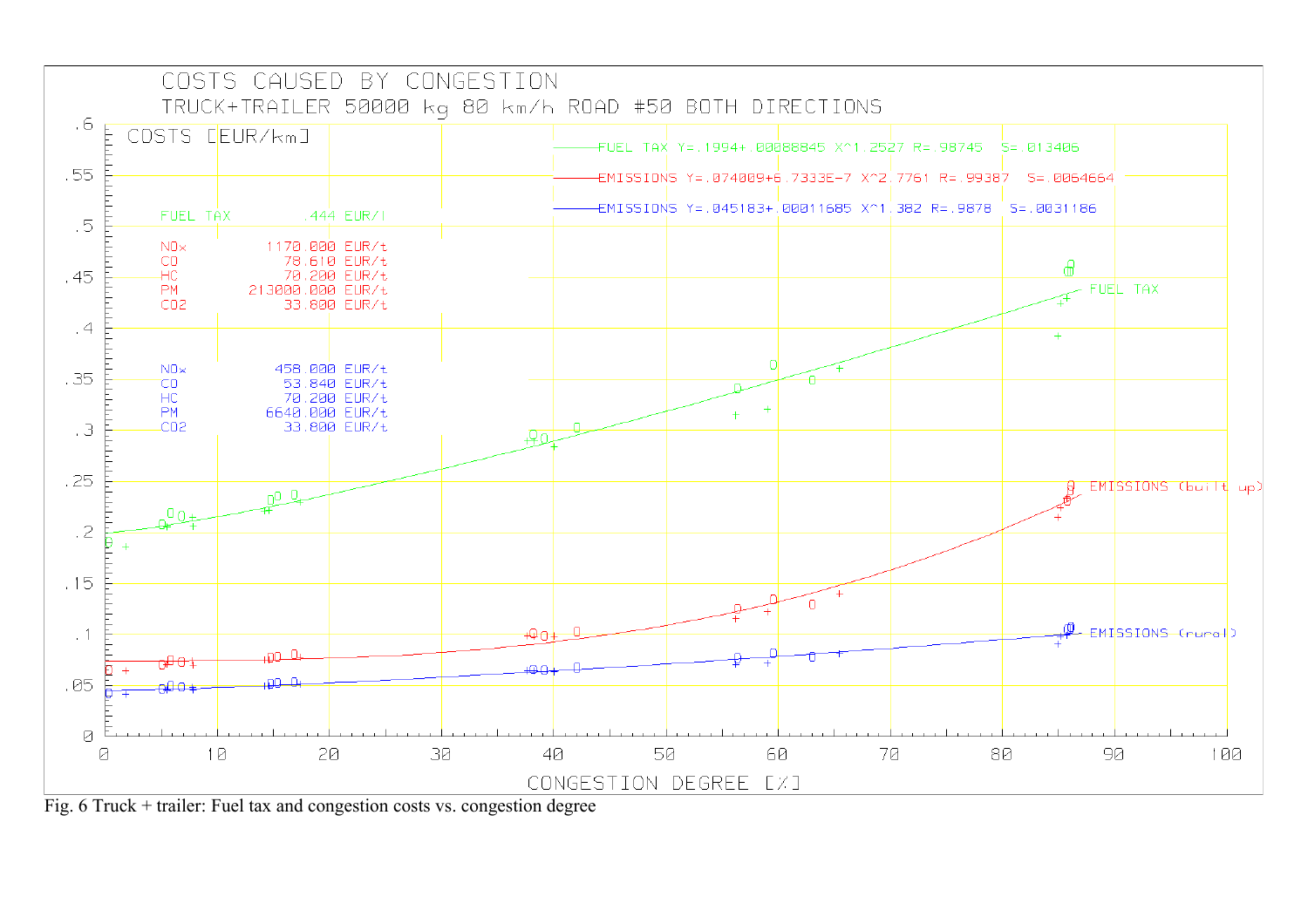COSTS CAUSED BY CONGESTION

TRUCK+TRAILER 50000 kg 80 km/h ROAD #50 BOTH DIRECTIONS

COSTS [EUR/km]

FUEL TAX $Y=.1994+.00088845\ X^{1.2527}$ R=.98745 S=.013406

EMISSIONS $Y=.074009+6.7333E-7\ X^{2.7761}$ R=.99387 S=.0064664

EMISSIONS $Y=.045183+.00011685\ X^{1.382}$ R=.9878 S=.0031186

FUEL TAX .444 EUR/l

| | |
|---|---|
| $NO_x$ | 1170.000 EUR/t |
| CO | 78.610 EUR/t |
| HC | 70.200 EUR/t |
| PM | 213000.000 EUR/t |
| $CO_2$ | 33.800 EUR/t |

| | |
|---|---|
| $NO_x$ | 458.000 EUR/t |
| CO | 53.840 EUR/t |
| HC | 70.200 EUR/t |
| PM | 6640.000 EUR/t |
| $CO_2$ | 33.800 EUR/t |

FUEL TAX

EMISSIONS (built up)

EMISSIONS (rural)

CONGESTION DEGREE [%]

Fig. 6 Truck + trailer: Fuel tax and congestion costs vs. congestion degree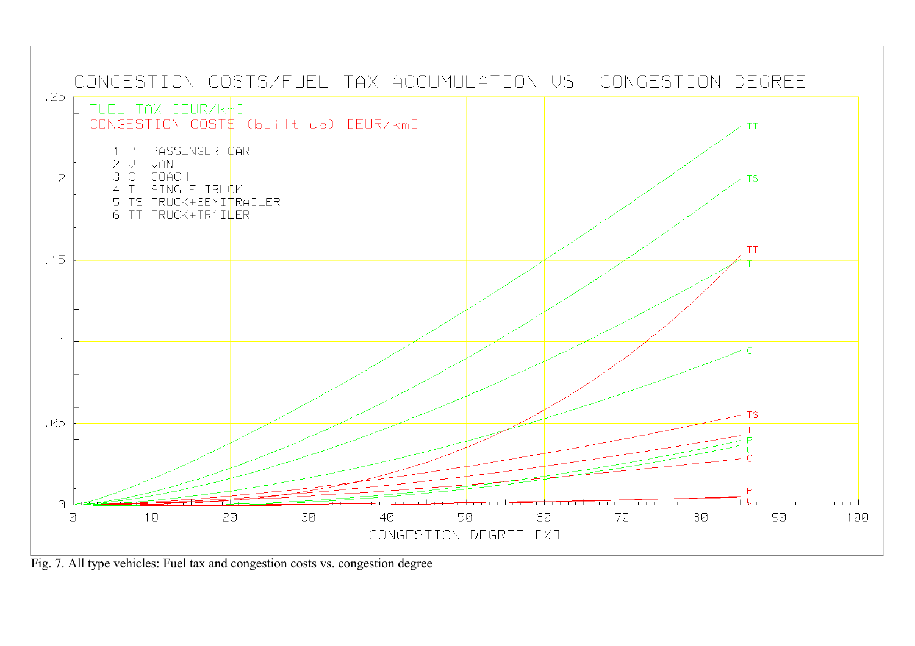CONGESTION COSTS/FUEL TAX ACCUMULATION VS. CONGESTION DEGREE

FUEL TAX [EUR/km]

CONGESTION COSTS (built up) [EUR/km]

1 P PASSENGER CAR

2 V VAN

3 C COACH

4 T SINGLE TRUCK

5 TS TRUCK+SEMITRAILER

6 TT TRUCK+TRAILER

.25

.2

.15

.1

.05

0

0 10 20 30 40 50 60 70 80 90 100

CONGESTION DEGREE [%]

TT

TS

TT

T

C

TS

T

P

V

C

P

V

Fig. 7. All type vehicles: Fuel tax and congestion costs vs. congestion degree